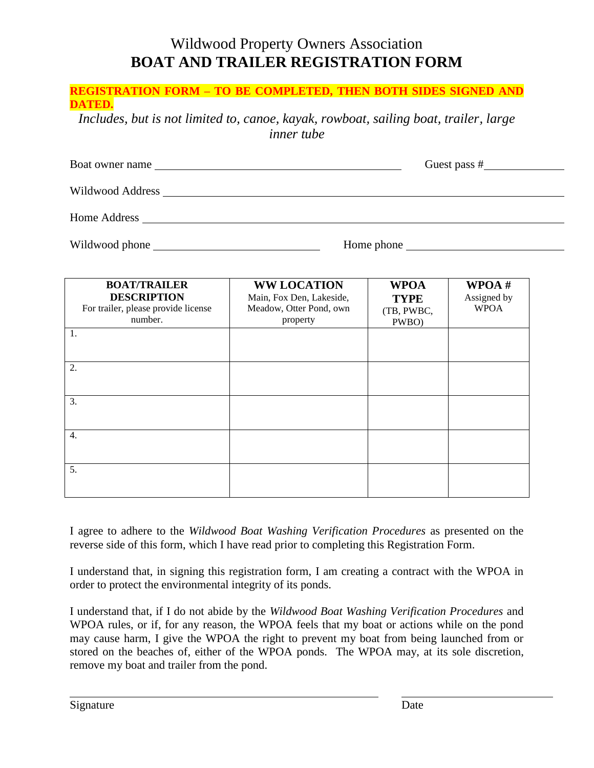# Wildwood Property Owners Association
# BOAT AND TRAILER REGISTRATION FORM

**REGISTRATION FORM – TO BE COMPLETED, THEN BOTH SIDES SIGNED AND DATED.**

*Includes, but is not limited to, canoe, kayak, rowboat, sailing boat, trailer, large inner tube*

Boat owner name ____________________________________ Guest pass #____________

Wildwood Address ______________________________________________________________

Home Address _________________________________________________________________

Wildwood phone ________________________ Home phone ________________________

| **BOAT/TRAILER DESCRIPTION** For trailer, please provide license number. | **WW LOCATION** Main, Fox Den, Lakeside, Meadow, Otter Pond, own property | **WPOA TYPE** (TB, PWBC, PWBO) | **WPOA #** Assigned by WPOA |
|---|---|---|---|
| 1. | | | |
| 2. | | | |
| 3. | | | |
| 4. | | | |
| 5. | | | |

I agree to adhere to the *Wildwood Boat Washing Verification Procedures* as presented on the reverse side of this form, which I have read prior to completing this Registration Form.

I understand that, in signing this registration form, I am creating a contract with the WPOA in order to protect the environmental integrity of its ponds.

I understand that, if I do not abide by the *Wildwood Boat Washing Verification Procedures* and WPOA rules, or if, for any reason, the WPOA feels that my boat or actions while on the pond may cause harm, I give the WPOA the right to prevent my boat from being launched from or stored on the beaches of, either of the WPOA ponds. The WPOA may, at its sole discretion, remove my boat and trailer from the pond.

______________________________________________ ________________________

Signature Date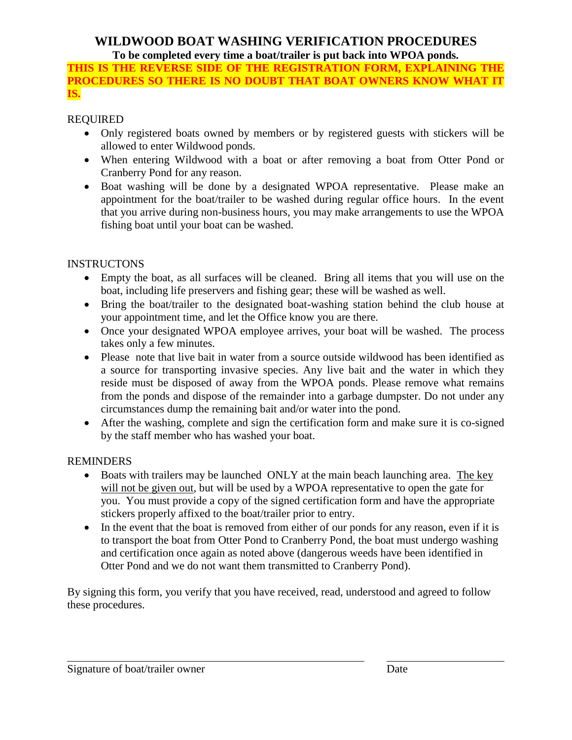# WILDWOOD BOAT WASHING VERIFICATION PROCEDURES

**To be completed every time a boat/trailer is put back into WPOA ponds.**

**THIS IS THE REVERSE SIDE OF THE REGISTRATION FORM, EXPLAINING THE PROCEDURES SO THERE IS NO DOUBT THAT BOAT OWNERS KNOW WHAT IT IS.**

REQUIRED

- Only registered boats owned by members or by registered guests with stickers will be allowed to enter Wildwood ponds.
- When entering Wildwood with a boat or after removing a boat from Otter Pond or Cranberry Pond for any reason.
- Boat washing will be done by a designated WPOA representative. Please make an appointment for the boat/trailer to be washed during regular office hours. In the event that you arrive during non-business hours, you may make arrangements to use the WPOA fishing boat until your boat can be washed.

INSTRUCTONS

- Empty the boat, as all surfaces will be cleaned. Bring all items that you will use on the boat, including life preservers and fishing gear; these will be washed as well.
- Bring the boat/trailer to the designated boat-washing station behind the club house at your appointment time, and let the Office know you are there.
- Once your designated WPOA employee arrives, your boat will be washed. The process takes only a few minutes.
- Please note that live bait in water from a source outside wildwood has been identified as a source for transporting invasive species. Any live bait and the water in which they reside must be disposed of away from the WPOA ponds. Please remove what remains from the ponds and dispose of the remainder into a garbage dumpster. Do not under any circumstances dump the remaining bait and/or water into the pond.
- After the washing, complete and sign the certification form and make sure it is co-signed by the staff member who has washed your boat.

REMINDERS

- Boats with trailers may be launched ONLY at the main beach launching area. The key will not be given out, but will be used by a WPOA representative to open the gate for you. You must provide a copy of the signed certification form and have the appropriate stickers properly affixed to the boat/trailer prior to entry.
- In the event that the boat is removed from either of our ponds for any reason, even if it is to transport the boat from Otter Pond to Cranberry Pond, the boat must undergo washing and certification once again as noted above (dangerous weeds have been identified in Otter Pond and we do not want them transmitted to Cranberry Pond).

By signing this form, you verify that you have received, read, understood and agreed to follow these procedures.

______________________________ ______________

Signature of boat/trailer owner Date